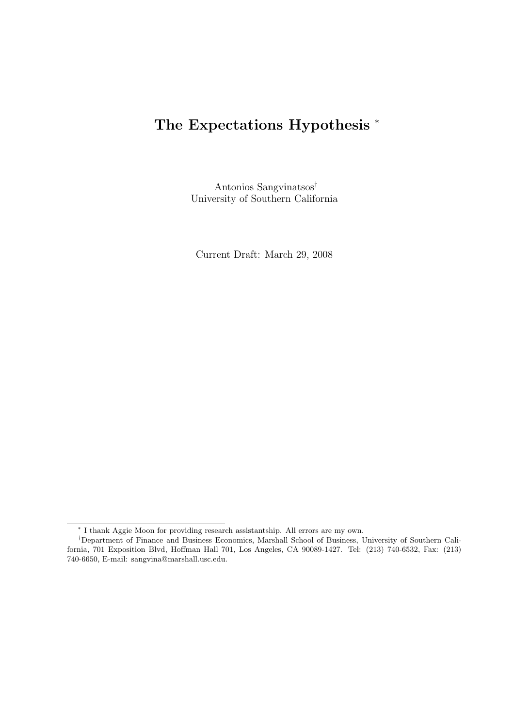# The Expectations Hypothesis [*]

Antonios Sangvinatsos[†]
University of Southern California

Current Draft: March 29, 2008

---

[*] I thank Aggie Moon for providing research assistantship. All errors are my own.

[†] Department of Finance and Business Economics, Marshall School of Business, University of Southern California, 701 Exposition Blvd, Hoffman Hall 701, Los Angeles, CA 90089-1427. Tel: (213) 740-6532, Fax: (213) 740-6650, E-mail: sangvina@marshall.usc.edu.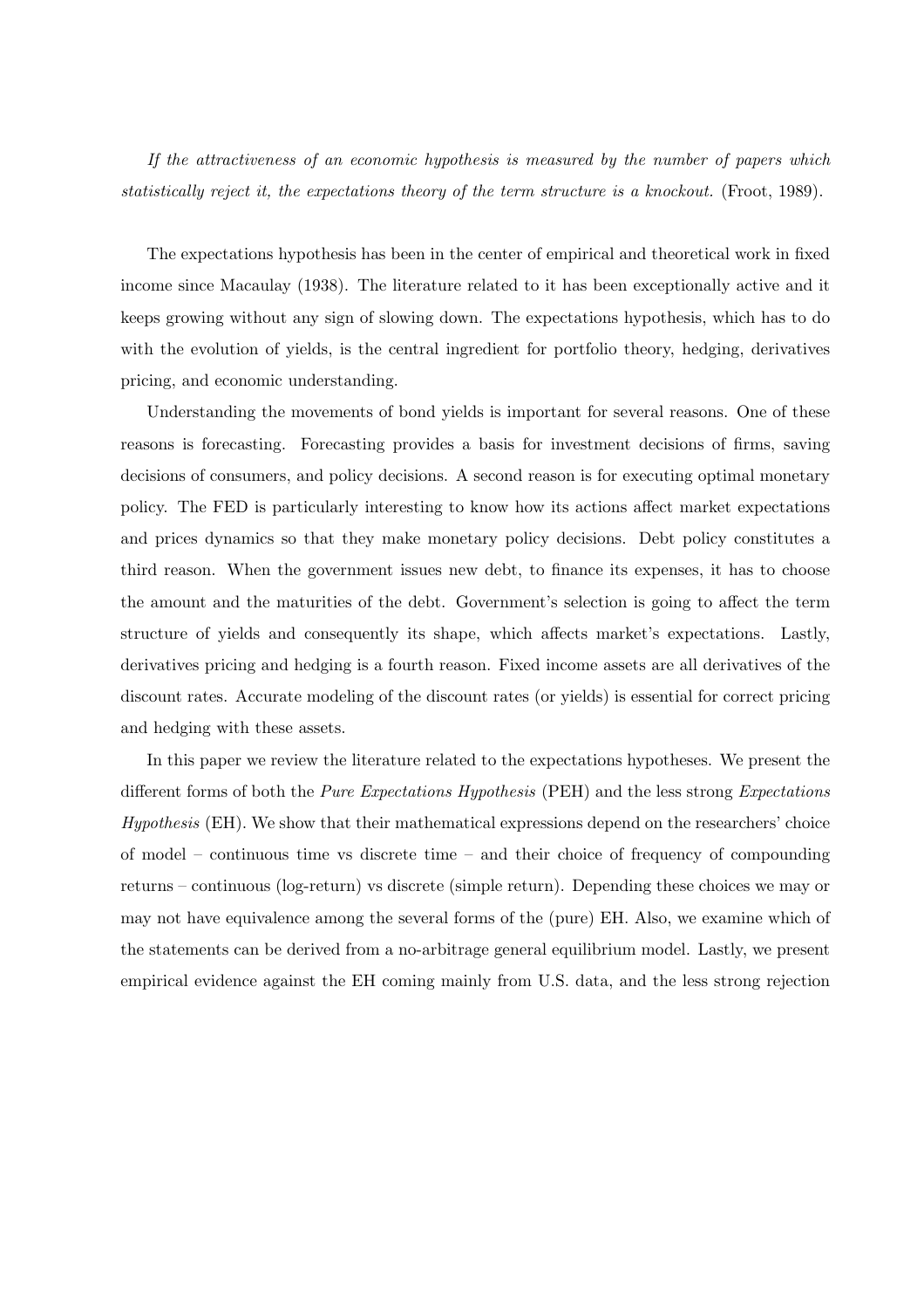*If the attractiveness of an economic hypothesis is measured by the number of papers which statistically reject it, the expectations theory of the term structure is a knockout.* (Froot, 1989).

The expectations hypothesis has been in the center of empirical and theoretical work in fixed income since Macaulay (1938). The literature related to it has been exceptionally active and it keeps growing without any sign of slowing down. The expectations hypothesis, which has to do with the evolution of yields, is the central ingredient for portfolio theory, hedging, derivatives pricing, and economic understanding.

Understanding the movements of bond yields is important for several reasons. One of these reasons is forecasting. Forecasting provides a basis for investment decisions of firms, saving decisions of consumers, and policy decisions. A second reason is for executing optimal monetary policy. The FED is particularly interesting to know how its actions affect market expectations and prices dynamics so that they make monetary policy decisions. Debt policy constitutes a third reason. When the government issues new debt, to finance its expenses, it has to choose the amount and the maturities of the debt. Government's selection is going to affect the term structure of yields and consequently its shape, which affects market's expectations. Lastly, derivatives pricing and hedging is a fourth reason. Fixed income assets are all derivatives of the discount rates. Accurate modeling of the discount rates (or yields) is essential for correct pricing and hedging with these assets.

In this paper we review the literature related to the expectations hypotheses. We present the different forms of both the *Pure Expectations Hypothesis* (PEH) and the less strong *Expectations Hypothesis* (EH). We show that their mathematical expressions depend on the researchers' choice of model – continuous time vs discrete time – and their choice of frequency of compounding returns – continuous (log-return) vs discrete (simple return). Depending these choices we may or may not have equivalence among the several forms of the (pure) EH. Also, we examine which of the statements can be derived from a no-arbitrage general equilibrium model. Lastly, we present empirical evidence against the EH coming mainly from U.S. data, and the less strong rejection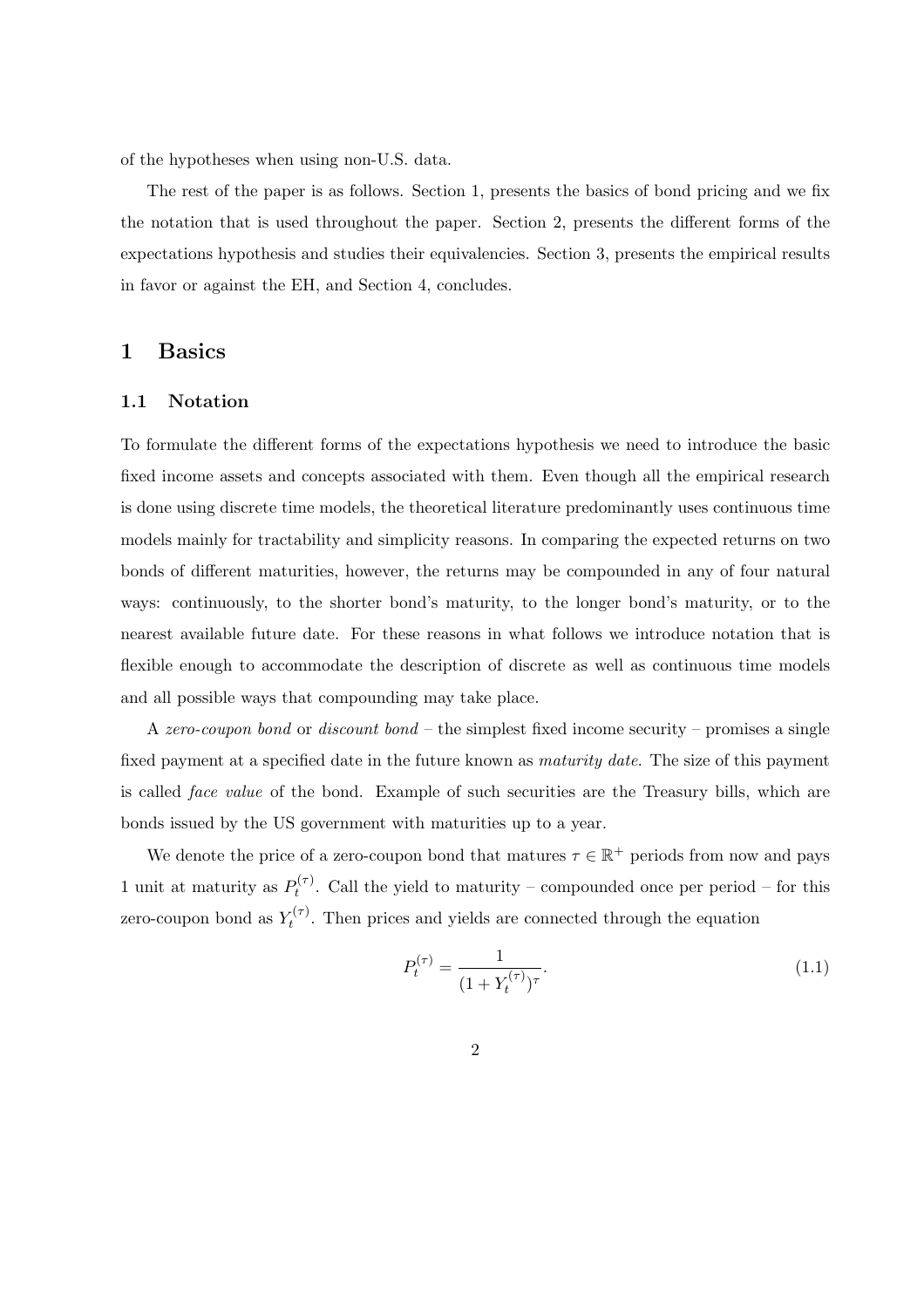of the hypotheses when using non-U.S. data.

The rest of the paper is as follows. Section 1, presents the basics of bond pricing and we fix the notation that is used throughout the paper. Section 2, presents the different forms of the expectations hypothesis and studies their equivalencies. Section 3, presents the empirical results in favor or against the EH, and Section 4, concludes.

# 1 Basics

## 1.1 Notation

To formulate the different forms of the expectations hypothesis we need to introduce the basic fixed income assets and concepts associated with them. Even though all the empirical research is done using discrete time models, the theoretical literature predominantly uses continuous time models mainly for tractability and simplicity reasons. In comparing the expected returns on two bonds of different maturities, however, the returns may be compounded in any of four natural ways: continuously, to the shorter bond's maturity, to the longer bond's maturity, or to the nearest available future date. For these reasons in what follows we introduce notation that is flexible enough to accommodate the description of discrete as well as continuous time models and all possible ways that compounding may take place.

A *zero-coupon bond* or *discount bond* – the simplest fixed income security – promises a single fixed payment at a specified date in the future known as *maturity date*. The size of this payment is called *face value* of the bond. Example of such securities are the Treasury bills, which are bonds issued by the US government with maturities up to a year.

We denote the price of a zero-coupon bond that matures $\tau \in \mathbb{R}^+$ periods from now and pays 1 unit at maturity as $P_t^{(\tau)}$. Call the yield to maturity – compounded once per period – for this zero-coupon bond as $Y_t^{(\tau)}$. Then prices and yields are connected through the equation

$$P_t^{(\tau)} = \frac{1}{(1 + Y_t^{(\tau)})^\tau}. \tag{1.1}$$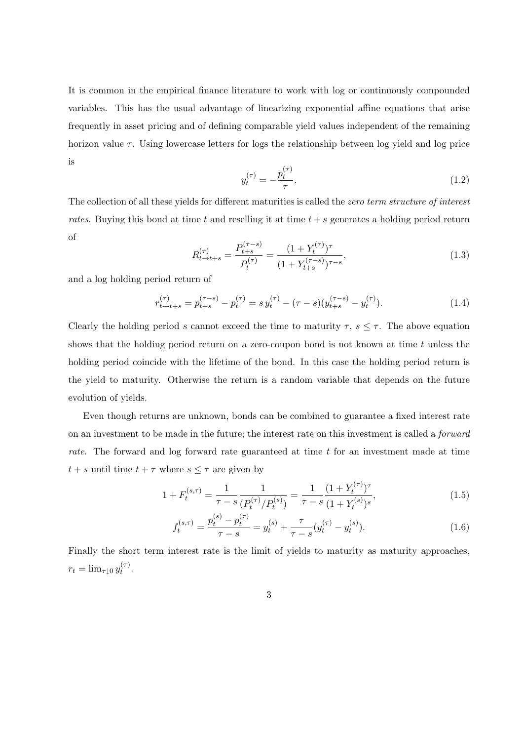It is common in the empirical finance literature to work with log or continuously compounded variables. This has the usual advantage of linearizing exponential affine equations that arise frequently in asset pricing and of defining comparable yield values independent of the remaining horizon value $\tau$. Using lowercase letters for logs the relationship between log yield and log price is

$$y_t^{(\tau)} = -\frac{p_t^{(\tau)}}{\tau}. \tag{1.2}$$

The collection of all these yields for different maturities is called the *zero term structure of interest rates*. Buying this bond at time $t$ and reselling it at time $t+s$ generates a holding period return of

$$R_{t\to t+s}^{(\tau)} = \frac{P_{t+s}^{(\tau-s)}}{P_t^{(\tau)}} = \frac{(1+Y_t^{(\tau)})^\tau}{(1+Y_{t+s}^{(\tau-s)})^{\tau-s}}, \tag{1.3}$$

and a log holding period return of

$$r_{t\to t+s}^{(\tau)} = p_{t+s}^{(\tau-s)} - p_t^{(\tau)} = s\, y_t^{(\tau)} - (\tau-s)(y_{t+s}^{(\tau-s)} - y_t^{(\tau)}). \tag{1.4}$$

Clearly the holding period $s$ cannot exceed the time to maturity $\tau$, $s \leq \tau$. The above equation shows that the holding period return on a zero-coupon bond is not known at time $t$ unless the holding period coincide with the lifetime of the bond. In this case the holding period return is the yield to maturity. Otherwise the return is a random variable that depends on the future evolution of yields.

Even though returns are unknown, bonds can be combined to guarantee a fixed interest rate on an investment to be made in the future; the interest rate on this investment is called a *forward rate*. The forward and log forward rate guaranteed at time $t$ for an investment made at time $t+s$ until time $t+\tau$ where $s \leq \tau$ are given by

$$1 + F_t^{(s,\tau)} = \frac{1}{\tau-s}\frac{1}{(P_t^{(\tau)}/P_t^{(s)})} = \frac{1}{\tau-s}\frac{(1+Y_t^{(\tau)})^\tau}{(1+Y_t^{(s)})^s}, \tag{1.5}$$

$$f_t^{(s,\tau)} = \frac{p_t^{(s)} - p_t^{(\tau)}}{\tau-s} = y_t^{(s)} + \frac{\tau}{\tau-s}(y_t^{(\tau)} - y_t^{(s)}). \tag{1.6}$$

Finally the short term interest rate is the limit of yields to maturity as maturity approaches, $r_t = \lim_{\tau\downarrow 0} y_t^{(\tau)}$.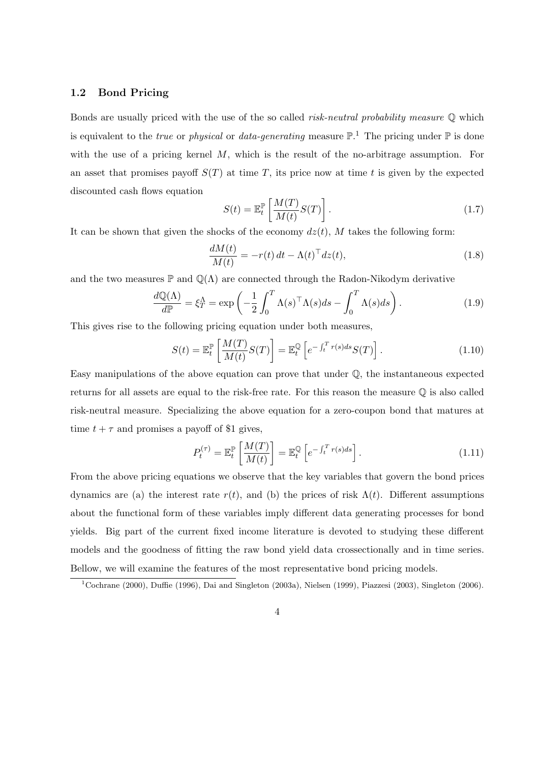## 1.2 Bond Pricing

Bonds are usually priced with the use of the so called *risk-neutral probability measure* $\mathbb{Q}$ which is equivalent to the *true* or *physical* or *data-generating* measure $\mathbb{P}$.[1] The pricing under $\mathbb{P}$ is done with the use of a pricing kernel $M$, which is the result of the no-arbitrage assumption. For an asset that promises payoff $S(T)$ at time $T$, its price now at time $t$ is given by the expected discounted cash flows equation

$$S(t) = \mathbb{E}_t^{\mathbb{P}}\left[\frac{M(T)}{M(t)}S(T)\right]. \tag{1.7}$$

It can be shown that given the shocks of the economy $dz(t)$, $M$ takes the following form:

$$\frac{dM(t)}{M(t)} = -r(t)\,dt - \Lambda(t)^\top dz(t), \tag{1.8}$$

and the two measures $\mathbb{P}$ and $\mathbb{Q}(\Lambda)$ are connected through the Radon-Nikodym derivative

$$\frac{d\mathbb{Q}(\Lambda)}{d\mathbb{P}} = \xi_T^\Lambda = \exp\left(-\frac{1}{2}\int_0^T \Lambda(s)^\top \Lambda(s)ds - \int_0^T \Lambda(s)ds\right). \tag{1.9}$$

This gives rise to the following pricing equation under both measures,

$$S(t) = \mathbb{E}_t^{\mathbb{P}}\left[\frac{M(T)}{M(t)}S(T)\right] = \mathbb{E}_t^{\mathbb{Q}}\left[e^{-\int_t^T r(s)ds}S(T)\right]. \tag{1.10}$$

Easy manipulations of the above equation can prove that under $\mathbb{Q}$, the instantaneous expected returns for all assets are equal to the risk-free rate. For this reason the measure $\mathbb{Q}$ is also called risk-neutral measure. Specializing the above equation for a zero-coupon bond that matures at time $t+\tau$ and promises a payoff of \$1 gives,

$$P_t^{(\tau)} = \mathbb{E}_t^{\mathbb{P}}\left[\frac{M(T)}{M(t)}\right] = \mathbb{E}_t^{\mathbb{Q}}\left[e^{-\int_t^T r(s)ds}\right]. \tag{1.11}$$

From the above pricing equations we observe that the key variables that govern the bond prices dynamics are (a) the interest rate $r(t)$, and (b) the prices of risk $\Lambda(t)$. Different assumptions about the functional form of these variables imply different data generating processes for bond yields. Big part of the current fixed income literature is devoted to studying these different models and the goodness of fitting the raw bond yield data crossectionally and in time series. Bellow, we will examine the features of the most representative bond pricing models.

[1] Cochrane (2000), Duffie (1996), Dai and Singleton (2003a), Nielsen (1999), Piazzesi (2003), Singleton (2006).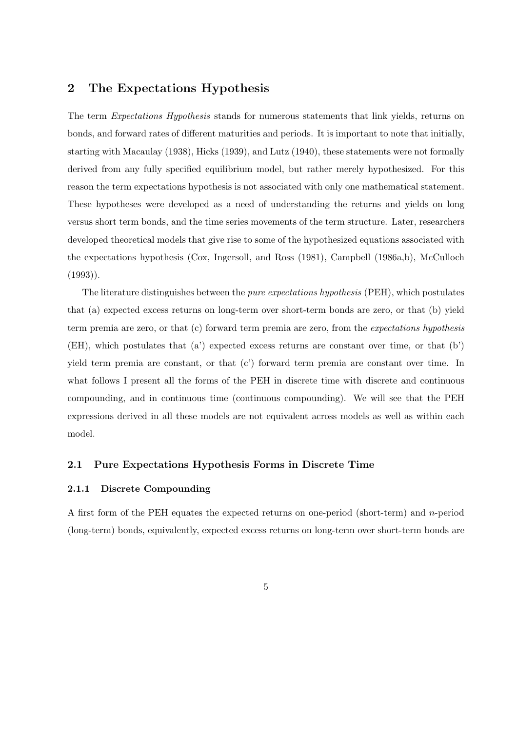## 2 The Expectations Hypothesis

The term *Expectations Hypothesis* stands for numerous statements that link yields, returns on bonds, and forward rates of different maturities and periods. It is important to note that initially, starting with Macaulay (1938), Hicks (1939), and Lutz (1940), these statements were not formally derived from any fully specified equilibrium model, but rather merely hypothesized. For this reason the term expectations hypothesis is not associated with only one mathematical statement. These hypotheses were developed as a need of understanding the returns and yields on long versus short term bonds, and the time series movements of the term structure. Later, researchers developed theoretical models that give rise to some of the hypothesized equations associated with the expectations hypothesis (Cox, Ingersoll, and Ross (1981), Campbell (1986a,b), McCulloch (1993)).

The literature distinguishes between the *pure expectations hypothesis* (PEH), which postulates that (a) expected excess returns on long-term over short-term bonds are zero, or that (b) yield term premia are zero, or that (c) forward term premia are zero, from the *expectations hypothesis* (EH), which postulates that (a') expected excess returns are constant over time, or that (b') yield term premia are constant, or that (c') forward term premia are constant over time. In what follows I present all the forms of the PEH in discrete time with discrete and continuous compounding, and in continuous time (continuous compounding). We will see that the PEH expressions derived in all these models are not equivalent across models as well as within each model.

### 2.1 Pure Expectations Hypothesis Forms in Discrete Time

#### 2.1.1 Discrete Compounding

A first form of the PEH equates the expected returns on one-period (short-term) and $n$-period (long-term) bonds, equivalently, expected excess returns on long-term over short-term bonds are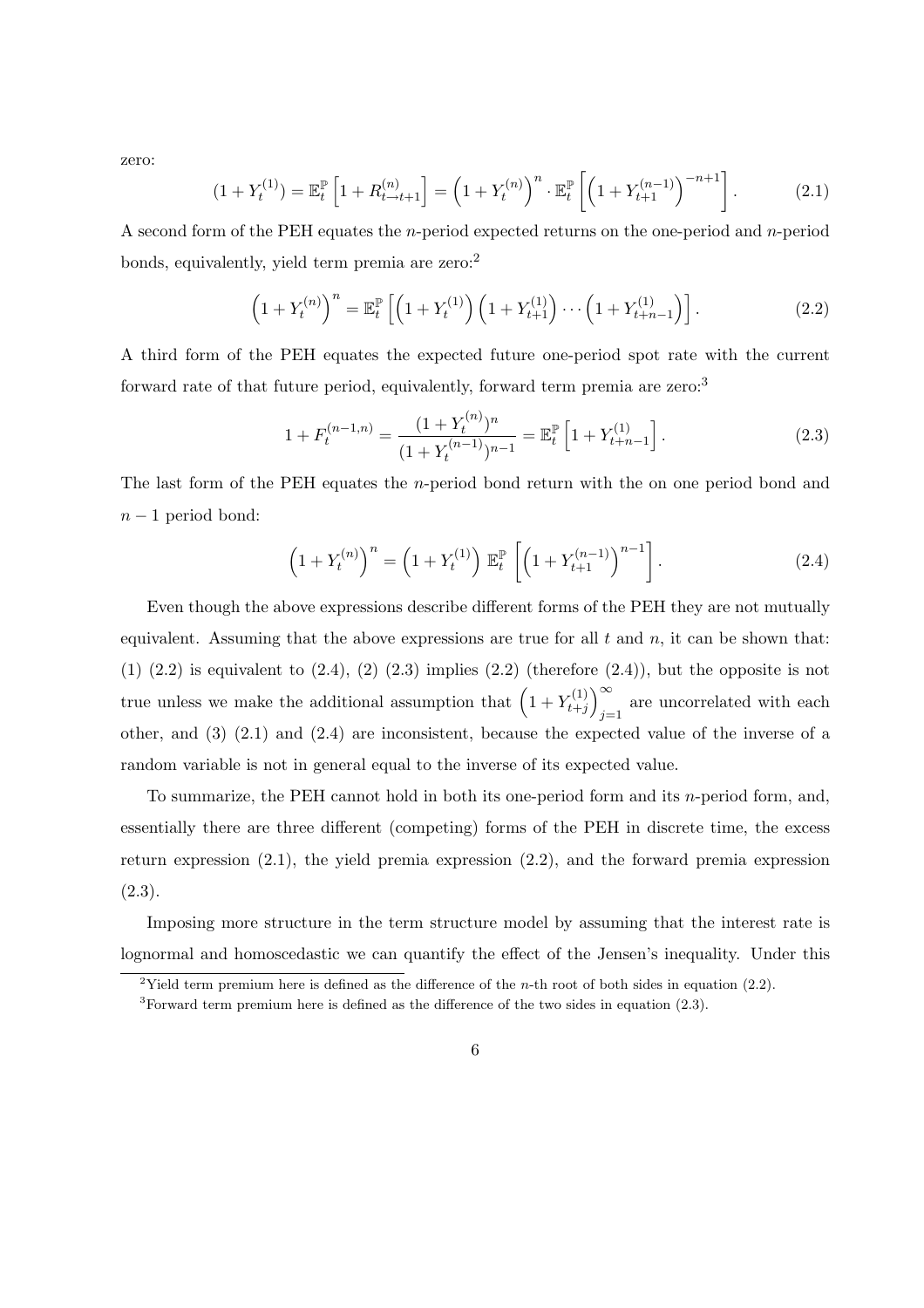zero:

$$(1 + Y_t^{(1)}) = \mathbb{E}_t^{\mathbb{P}} \left[ 1 + R_{t \to t+1}^{(n)} \right] = \left( 1 + Y_t^{(n)} \right)^n \cdot \mathbb{E}_t^{\mathbb{P}} \left[ \left( 1 + Y_{t+1}^{(n-1)} \right)^{-n+1} \right]. \tag{2.1}$$

A second form of the PEH equates the $n$-period expected returns on the one-period and $n$-period bonds, equivalently, yield term premia are zero:[2]

$$\left( 1 + Y_t^{(n)} \right)^n = \mathbb{E}_t^{\mathbb{P}} \left[ \left( 1 + Y_t^{(1)} \right) \left( 1 + Y_{t+1}^{(1)} \right) \cdots \left( 1 + Y_{t+n-1}^{(1)} \right) \right]. \tag{2.2}$$

A third form of the PEH equates the expected future one-period spot rate with the current forward rate of that future period, equivalently, forward term premia are zero:[3]

$$1 + F_t^{(n-1,n)} = \frac{(1 + Y_t^{(n)})^n}{(1 + Y_t^{(n-1)})^{n-1}} = \mathbb{E}_t^{\mathbb{P}} \left[ 1 + Y_{t+n-1}^{(1)} \right]. \tag{2.3}$$

The last form of the PEH equates the $n$-period bond return with the on one period bond and $n-1$ period bond:

$$\left( 1 + Y_t^{(n)} \right)^n = \left( 1 + Y_t^{(1)} \right) \mathbb{E}_t^{\mathbb{P}} \left[ \left( 1 + Y_{t+1}^{(n-1)} \right)^{n-1} \right]. \tag{2.4}$$

Even though the above expressions describe different forms of the PEH they are not mutually equivalent. Assuming that the above expressions are true for all $t$ and $n$, it can be shown that: (1) (2.2) is equivalent to (2.4), (2) (2.3) implies (2.2) (therefore (2.4)), but the opposite is not true unless we make the additional assumption that $\left( 1 + Y_{t+j}^{(1)} \right)_{j=1}^{\infty}$ are uncorrelated with each other, and (3) (2.1) and (2.4) are inconsistent, because the expected value of the inverse of a random variable is not in general equal to the inverse of its expected value.

To summarize, the PEH cannot hold in both its one-period form and its $n$-period form, and, essentially there are three different (competing) forms of the PEH in discrete time, the excess return expression (2.1), the yield premia expression (2.2), and the forward premia expression (2.3).

Imposing more structure in the term structure model by assuming that the interest rate is lognormal and homoscedastic we can quantify the effect of the Jensen's inequality. Under this

[2] Yield term premium here is defined as the difference of the $n$-th root of both sides in equation (2.2).

[3] Forward term premium here is defined as the difference of the two sides in equation (2.3).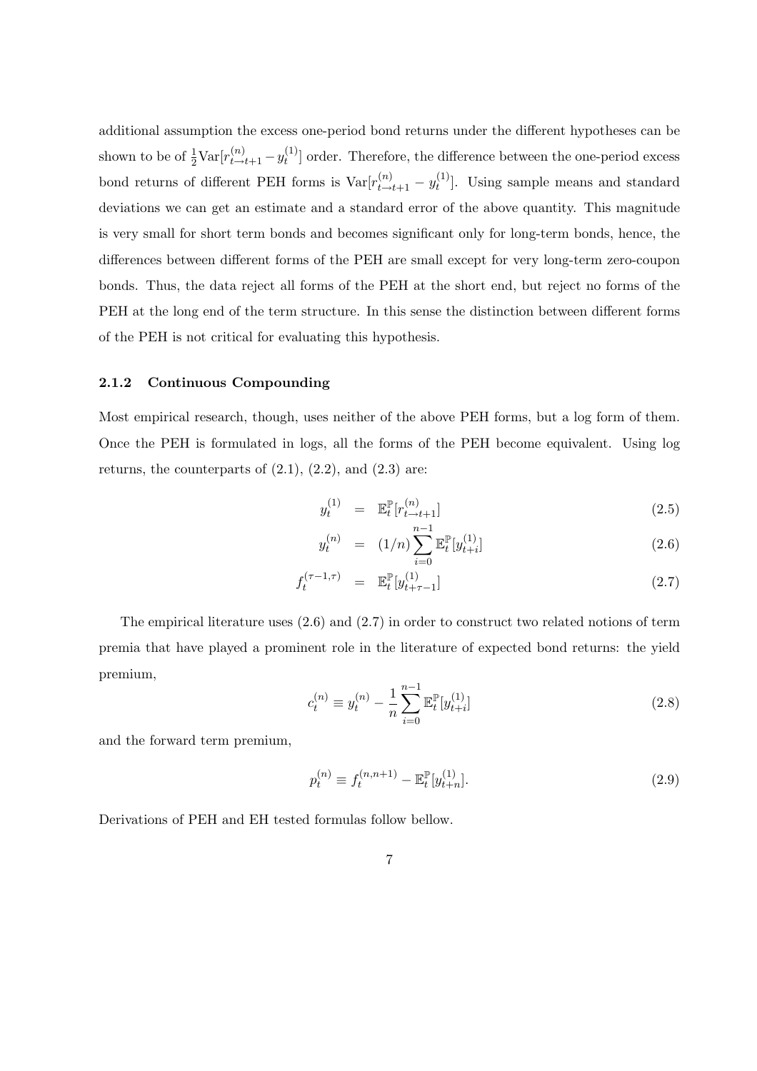additional assumption the excess one-period bond returns under the different hypotheses can be shown to be of $\frac{1}{2}\text{Var}[r^{(n)}_{t\to t+1} - y^{(1)}_t]$ order. Therefore, the difference between the one-period excess bond returns of different PEH forms is $\text{Var}[r^{(n)}_{t\to t+1} - y^{(1)}_t]$. Using sample means and standard deviations we can get an estimate and a standard error of the above quantity. This magnitude is very small for short term bonds and becomes significant only for long-term bonds, hence, the differences between different forms of the PEH are small except for very long-term zero-coupon bonds. Thus, the data reject all forms of the PEH at the short end, but reject no forms of the PEH at the long end of the term structure. In this sense the distinction between different forms of the PEH is not critical for evaluating this hypothesis.

### 2.1.2 Continuous Compounding

Most empirical research, though, uses neither of the above PEH forms, but a log form of them. Once the PEH is formulated in logs, all the forms of the PEH become equivalent. Using log returns, the counterparts of (2.1), (2.2), and (2.3) are:

$$y^{(1)}_t = \mathbb{E}^{\mathbb{P}}_t[r^{(n)}_{t\to t+1}] \tag{2.5}$$

$$y^{(n)}_t = (1/n)\sum_{i=0}^{n-1}\mathbb{E}^{\mathbb{P}}_t[y^{(1)}_{t+i}] \tag{2.6}$$

$$f^{(\tau-1,\tau)}_t = \mathbb{E}^{\mathbb{P}}_t[y^{(1)}_{t+\tau-1}] \tag{2.7}$$

The empirical literature uses (2.6) and (2.7) in order to construct two related notions of term premia that have played a prominent role in the literature of expected bond returns: the yield premium,

$$c^{(n)}_t \equiv y^{(n)}_t - \frac{1}{n}\sum_{i=0}^{n-1}\mathbb{E}^{\mathbb{P}}_t[y^{(1)}_{t+i}] \tag{2.8}$$

and the forward term premium,

$$p^{(n)}_t \equiv f^{(n,n+1)}_t - \mathbb{E}^{\mathbb{P}}_t[y^{(1)}_{t+n}]. \tag{2.9}$$

Derivations of PEH and EH tested formulas follow bellow.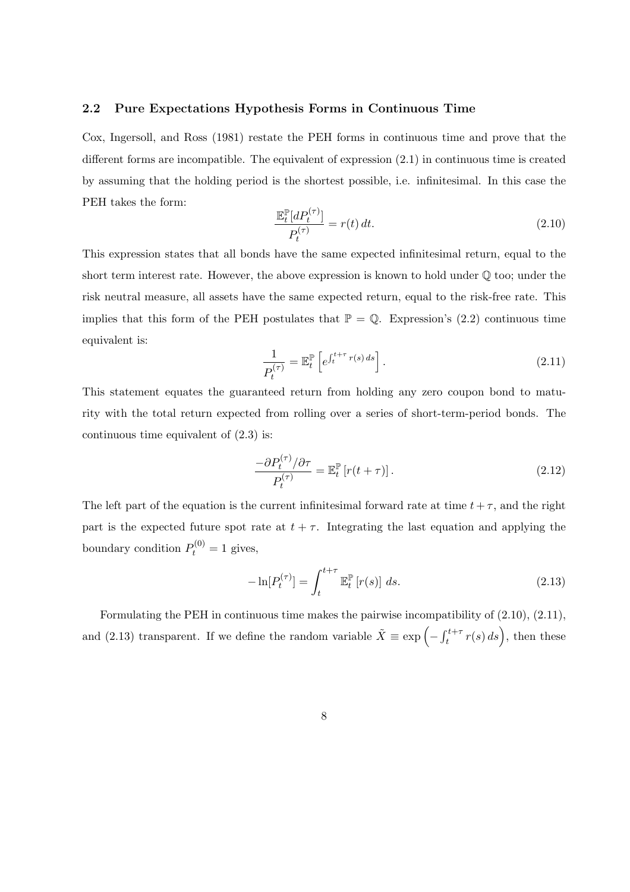### 2.2 Pure Expectations Hypothesis Forms in Continuous Time

Cox, Ingersoll, and Ross (1981) restate the PEH forms in continuous time and prove that the different forms are incompatible. The equivalent of expression (2.1) in continuous time is created by assuming that the holding period is the shortest possible, i.e. infinitesimal. In this case the PEH takes the form:

$$\frac{\mathbb{E}_t^{\mathbb{P}}[dP_t^{(\tau)}]}{P_t^{(\tau)}} = r(t)\,dt. \tag{2.10}$$

This expression states that all bonds have the same expected infinitesimal return, equal to the short term interest rate. However, the above expression is known to hold under $\mathbb{Q}$ too; under the risk neutral measure, all assets have the same expected return, equal to the risk-free rate. This implies that this form of the PEH postulates that $\mathbb{P} = \mathbb{Q}$. Expression's (2.2) continuous time equivalent is:

$$\frac{1}{P_t^{(\tau)}} = \mathbb{E}_t^{\mathbb{P}}\left[e^{\int_t^{t+\tau} r(s)\,ds}\right]. \tag{2.11}$$

This statement equates the guaranteed return from holding any zero coupon bond to maturity with the total return expected from rolling over a series of short-term-period bonds. The continuous time equivalent of (2.3) is:

$$\frac{-\partial P_t^{(\tau)}/\partial \tau}{P_t^{(\tau)}} = \mathbb{E}_t^{\mathbb{P}}\left[r(t+\tau)\right]. \tag{2.12}$$

The left part of the equation is the current infinitesimal forward rate at time $t+\tau$, and the right part is the expected future spot rate at $t+\tau$. Integrating the last equation and applying the boundary condition $P_t^{(0)} = 1$ gives,

$$-\ln[P_t^{(\tau)}] = \int_t^{t+\tau} \mathbb{E}_t^{\mathbb{P}}\left[r(s)\right]\,ds. \tag{2.13}$$

Formulating the PEH in continuous time makes the pairwise incompatibility of (2.10), (2.11), and (2.13) transparent. If we define the random variable $\tilde{X} \equiv \exp\left(-\int_t^{t+\tau} r(s)\,ds\right)$, then these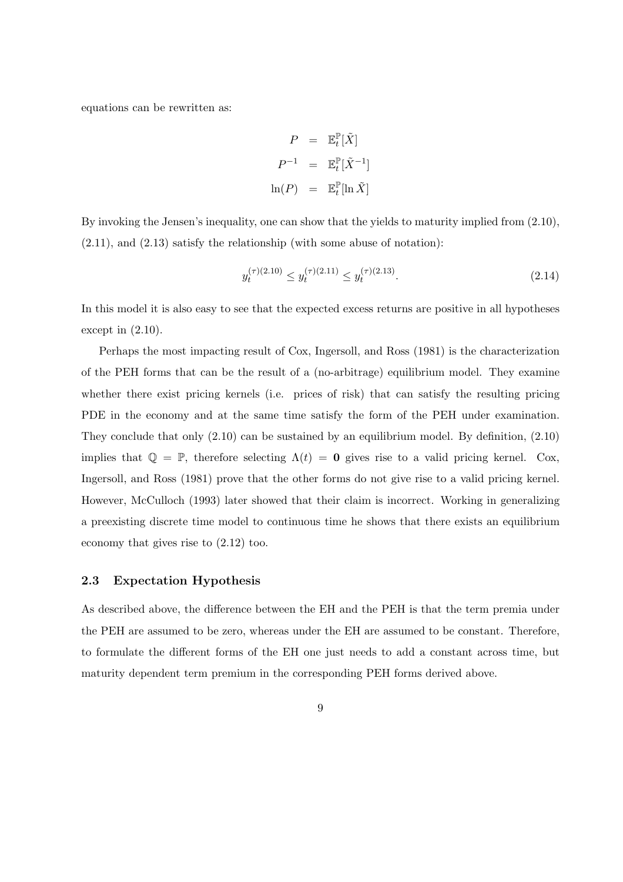equations can be rewritten as:

$$
\begin{aligned}
P &= \mathbb{E}_t^{\mathbb{P}}[\tilde{X}] \\
P^{-1} &= \mathbb{E}_t^{\mathbb{P}}[\tilde{X}^{-1}] \\
\ln(P) &= \mathbb{E}_t^{\mathbb{P}}[\ln \tilde{X}]
\end{aligned}
$$

By invoking the Jensen's inequality, one can show that the yields to maturity implied from (2.10), (2.11), and (2.13) satisfy the relationship (with some abuse of notation):

$$
y_t^{(\tau)(2.10)} \leq y_t^{(\tau)(2.11)} \leq y_t^{(\tau)(2.13)}. \tag{2.14}
$$

In this model it is also easy to see that the expected excess returns are positive in all hypotheses except in (2.10).

Perhaps the most impacting result of Cox, Ingersoll, and Ross (1981) is the characterization of the PEH forms that can be the result of a (no-arbitrage) equilibrium model. They examine whether there exist pricing kernels (i.e. prices of risk) that can satisfy the resulting pricing PDE in the economy and at the same time satisfy the form of the PEH under examination. They conclude that only (2.10) can be sustained by an equilibrium model. By definition, (2.10) implies that $\mathbb{Q} = \mathbb{P}$, therefore selecting $\Lambda(t) = \mathbf{0}$ gives rise to a valid pricing kernel. Cox, Ingersoll, and Ross (1981) prove that the other forms do not give rise to a valid pricing kernel. However, McCulloch (1993) later showed that their claim is incorrect. Working in generalizing a preexisting discrete time model to continuous time he shows that there exists an equilibrium economy that gives rise to (2.12) too.

## 2.3 Expectation Hypothesis

As described above, the difference between the EH and the PEH is that the term premia under the PEH are assumed to be zero, whereas under the EH are assumed to be constant. Therefore, to formulate the different forms of the EH one just needs to add a constant across time, but maturity dependent term premium in the corresponding PEH forms derived above.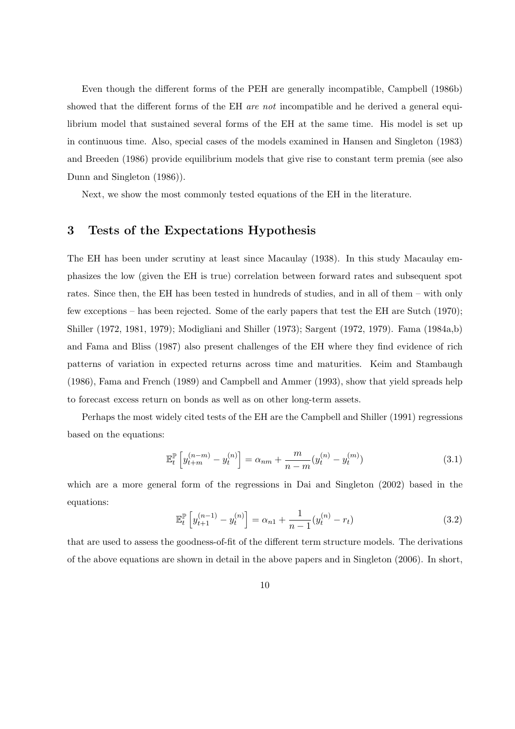Even though the different forms of the PEH are generally incompatible, Campbell (1986b) showed that the different forms of the EH *are not* incompatible and he derived a general equilibrium model that sustained several forms of the EH at the same time. His model is set up in continuous time. Also, special cases of the models examined in Hansen and Singleton (1983) and Breeden (1986) provide equilibrium models that give rise to constant term premia (see also Dunn and Singleton (1986)).

Next, we show the most commonly tested equations of the EH in the literature.

## 3 Tests of the Expectations Hypothesis

The EH has been under scrutiny at least since Macaulay (1938). In this study Macaulay emphasizes the low (given the EH is true) correlation between forward rates and subsequent spot rates. Since then, the EH has been tested in hundreds of studies, and in all of them – with only few exceptions – has been rejected. Some of the early papers that test the EH are Sutch (1970); Shiller (1972, 1981, 1979); Modigliani and Shiller (1973); Sargent (1972, 1979). Fama (1984a,b) and Fama and Bliss (1987) also present challenges of the EH where they find evidence of rich patterns of variation in expected returns across time and maturities. Keim and Stambaugh (1986), Fama and French (1989) and Campbell and Ammer (1993), show that yield spreads help to forecast excess return on bonds as well as on other long-term assets.

Perhaps the most widely cited tests of the EH are the Campbell and Shiller (1991) regressions based on the equations:

$$\mathbb{E}_t^{\mathbb{P}}\left[y_{t+m}^{(n-m)} - y_t^{(n)}\right] = \alpha_{nm} + \frac{m}{n-m}(y_t^{(n)} - y_t^{(m)}) \tag{3.1}$$

which are a more general form of the regressions in Dai and Singleton (2002) based in the equations:

$$\mathbb{E}_t^{\mathbb{P}}\left[y_{t+1}^{(n-1)} - y_t^{(n)}\right] = \alpha_{n1} + \frac{1}{n-1}(y_t^{(n)} - r_t) \tag{3.2}$$

that are used to assess the goodness-of-fit of the different term structure models. The derivations of the above equations are shown in detail in the above papers and in Singleton (2006). In short,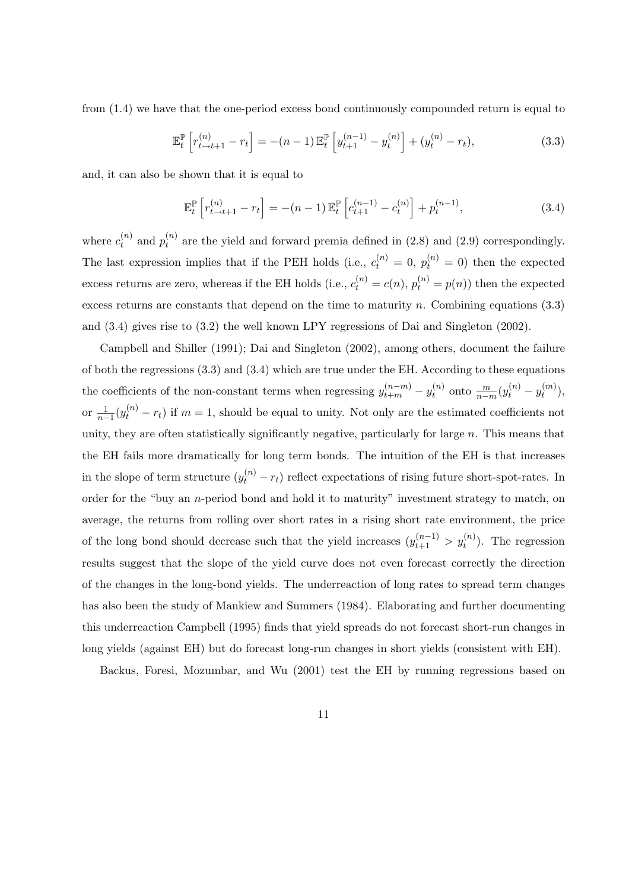from (1.4) we have that the one-period excess bond continuously compounded return is equal to

$$\mathbb{E}_t^{\mathbb{P}}\left[r_{t\to t+1}^{(n)} - r_t\right] = -(n-1)\,\mathbb{E}_t^{\mathbb{P}}\left[y_{t+1}^{(n-1)} - y_t^{(n)}\right] + (y_t^{(n)} - r_t), \tag{3.3}$$

and, it can also be shown that it is equal to

$$\mathbb{E}_t^{\mathbb{P}}\left[r_{t\to t+1}^{(n)} - r_t\right] = -(n-1)\,\mathbb{E}_t^{\mathbb{P}}\left[c_{t+1}^{(n-1)} - c_t^{(n)}\right] + p_t^{(n-1)}, \tag{3.4}$$

where $c_t^{(n)}$ and $p_t^{(n)}$ are the yield and forward premia defined in (2.8) and (2.9) correspondingly. The last expression implies that if the PEH holds (i.e., $c_t^{(n)} = 0$, $p_t^{(n)} = 0$) then the expected excess returns are zero, whereas if the EH holds (i.e., $c_t^{(n)} = c(n)$, $p_t^{(n)} = p(n)$) then the expected excess returns are constants that depend on the time to maturity $n$. Combining equations (3.3) and (3.4) gives rise to (3.2) the well known LPY regressions of Dai and Singleton (2002).

Campbell and Shiller (1991); Dai and Singleton (2002), among others, document the failure of both the regressions (3.3) and (3.4) which are true under the EH. According to these equations the coefficients of the non-constant terms when regressing $y_{t+m}^{(n-m)} - y_t^{(n)}$ onto $\frac{m}{n-m}(y_t^{(n)} - y_t^{(m)})$, or $\frac{1}{n-1}(y_t^{(n)} - r_t)$ if $m = 1$, should be equal to unity. Not only are the estimated coefficients not unity, they are often statistically significantly negative, particularly for large $n$. This means that the EH fails more dramatically for long term bonds. The intuition of the EH is that increases in the slope of term structure $(y_t^{(n)} - r_t)$ reflect expectations of rising future short-spot-rates. In order for the "buy an $n$-period bond and hold it to maturity" investment strategy to match, on average, the returns from rolling over short rates in a rising short rate environment, the price of the long bond should decrease such that the yield increases $(y_{t+1}^{(n-1)} > y_t^{(n)})$. The regression results suggest that the slope of the yield curve does not even forecast correctly the direction of the changes in the long-bond yields. The underreaction of long rates to spread term changes has also been the study of Mankiew and Summers (1984). Elaborating and further documenting this underreaction Campbell (1995) finds that yield spreads do not forecast short-run changes in long yields (against EH) but do forecast long-run changes in short yields (consistent with EH).

Backus, Foresi, Mozumbar, and Wu (2001) test the EH by running regressions based on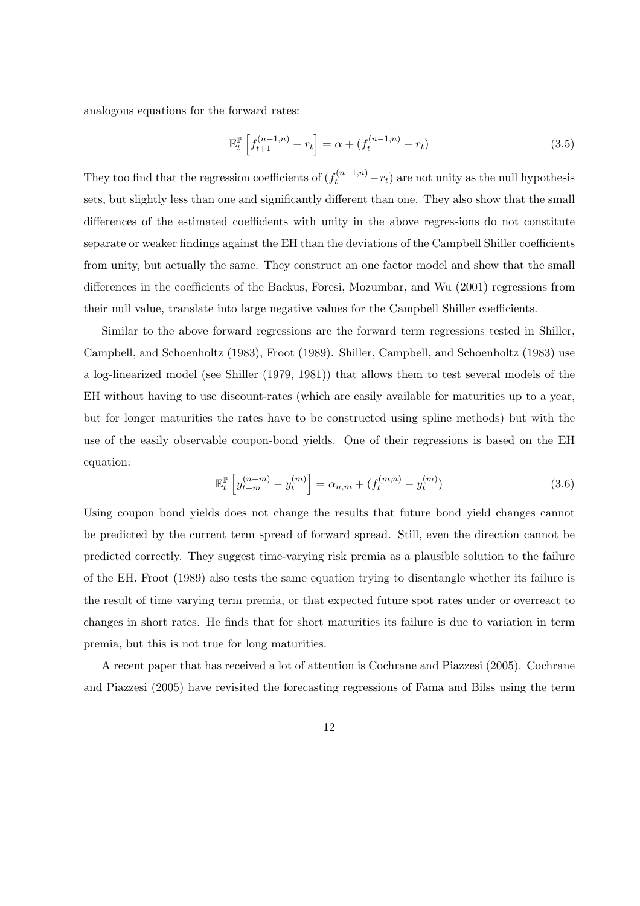analogous equations for the forward rates:

$$\mathbb{E}_t^{\mathbb{P}}\left[f_{t+1}^{(n-1,n)} - r_t\right] = \alpha + (f_t^{(n-1,n)} - r_t) \tag{3.5}$$

They too find that the regression coefficients of $(f_t^{(n-1,n)} - r_t)$ are not unity as the null hypothesis sets, but slightly less than one and significantly different than one. They also show that the small differences of the estimated coefficients with unity in the above regressions do not constitute separate or weaker findings against the EH than the deviations of the Campbell Shiller coefficients from unity, but actually the same. They construct an one factor model and show that the small differences in the coefficients of the Backus, Foresi, Mozumbar, and Wu (2001) regressions from their null value, translate into large negative values for the Campbell Shiller coefficients.

Similar to the above forward regressions are the forward term regressions tested in Shiller, Campbell, and Schoenholtz (1983), Froot (1989). Shiller, Campbell, and Schoenholtz (1983) use a log-linearized model (see Shiller (1979, 1981)) that allows them to test several models of the EH without having to use discount-rates (which are easily available for maturities up to a year, but for longer maturities the rates have to be constructed using spline methods) but with the use of the easily observable coupon-bond yields. One of their regressions is based on the EH equation:

$$\mathbb{E}_t^{\mathbb{P}}\left[y_{t+m}^{(n-m)} - y_t^{(m)}\right] = \alpha_{n,m} + (f_t^{(m,n)} - y_t^{(m)}) \tag{3.6}$$

Using coupon bond yields does not change the results that future bond yield changes cannot be predicted by the current term spread of forward spread. Still, even the direction cannot be predicted correctly. They suggest time-varying risk premia as a plausible solution to the failure of the EH. Froot (1989) also tests the same equation trying to disentangle whether its failure is the result of time varying term premia, or that expected future spot rates under or overreact to changes in short rates. He finds that for short maturities its failure is due to variation in term premia, but this is not true for long maturities.

A recent paper that has received a lot of attention is Cochrane and Piazzesi (2005). Cochrane and Piazzesi (2005) have revisited the forecasting regressions of Fama and Bilss using the term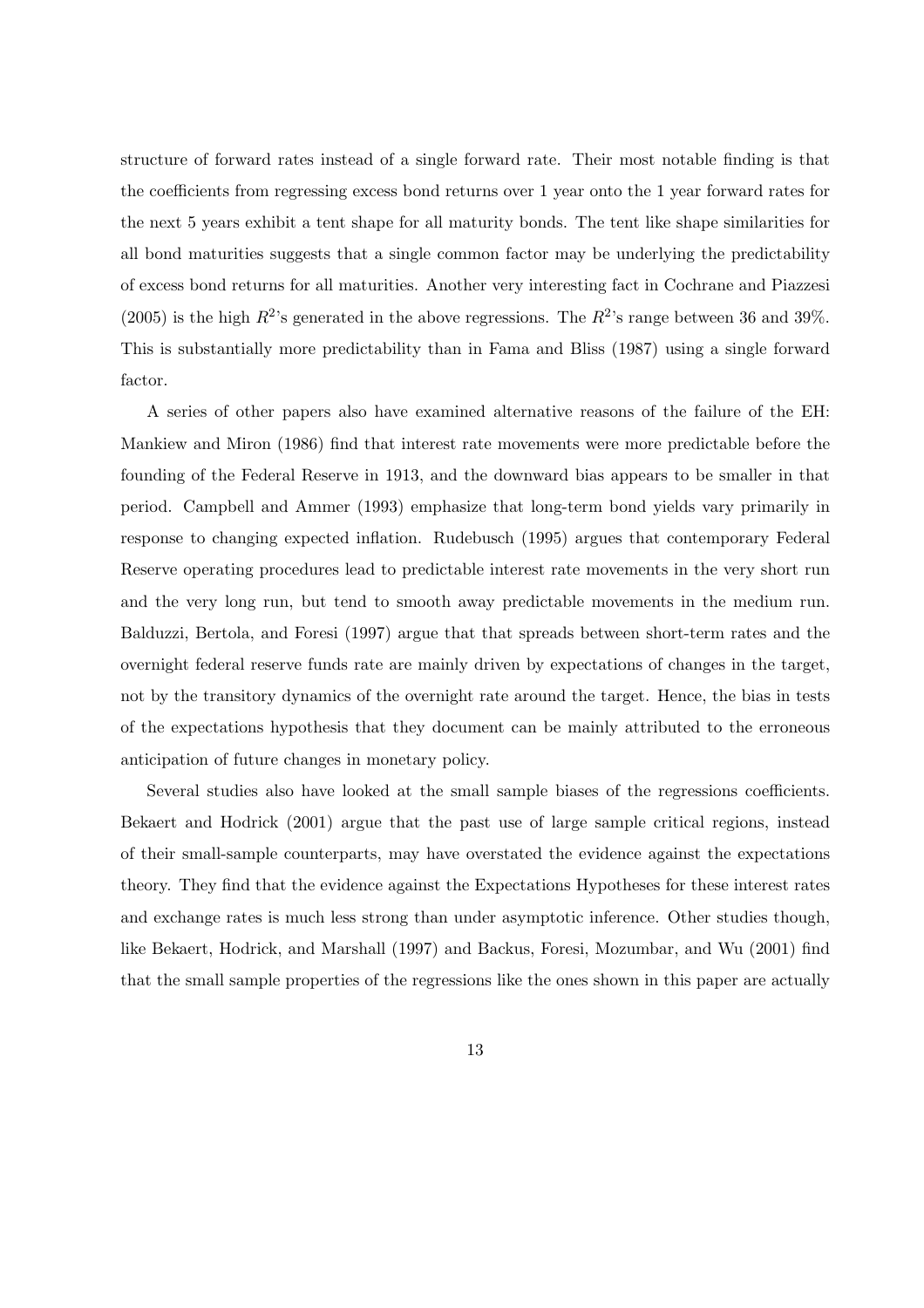structure of forward rates instead of a single forward rate. Their most notable finding is that the coefficients from regressing excess bond returns over 1 year onto the 1 year forward rates for the next 5 years exhibit a tent shape for all maturity bonds. The tent like shape similarities for all bond maturities suggests that a single common factor may be underlying the predictability of excess bond returns for all maturities. Another very interesting fact in Cochrane and Piazzesi (2005) is the high $R^2$'s generated in the above regressions. The $R^2$'s range between 36 and 39%. This is substantially more predictability than in Fama and Bliss (1987) using a single forward factor.

A series of other papers also have examined alternative reasons of the failure of the EH: Mankiew and Miron (1986) find that interest rate movements were more predictable before the founding of the Federal Reserve in 1913, and the downward bias appears to be smaller in that period. Campbell and Ammer (1993) emphasize that long-term bond yields vary primarily in response to changing expected inflation. Rudebusch (1995) argues that contemporary Federal Reserve operating procedures lead to predictable interest rate movements in the very short run and the very long run, but tend to smooth away predictable movements in the medium run. Balduzzi, Bertola, and Foresi (1997) argue that that spreads between short-term rates and the overnight federal reserve funds rate are mainly driven by expectations of changes in the target, not by the transitory dynamics of the overnight rate around the target. Hence, the bias in tests of the expectations hypothesis that they document can be mainly attributed to the erroneous anticipation of future changes in monetary policy.

Several studies also have looked at the small sample biases of the regressions coefficients. Bekaert and Hodrick (2001) argue that the past use of large sample critical regions, instead of their small-sample counterparts, may have overstated the evidence against the expectations theory. They find that the evidence against the Expectations Hypotheses for these interest rates and exchange rates is much less strong than under asymptotic inference. Other studies though, like Bekaert, Hodrick, and Marshall (1997) and Backus, Foresi, Mozumbar, and Wu (2001) find that the small sample properties of the regressions like the ones shown in this paper are actually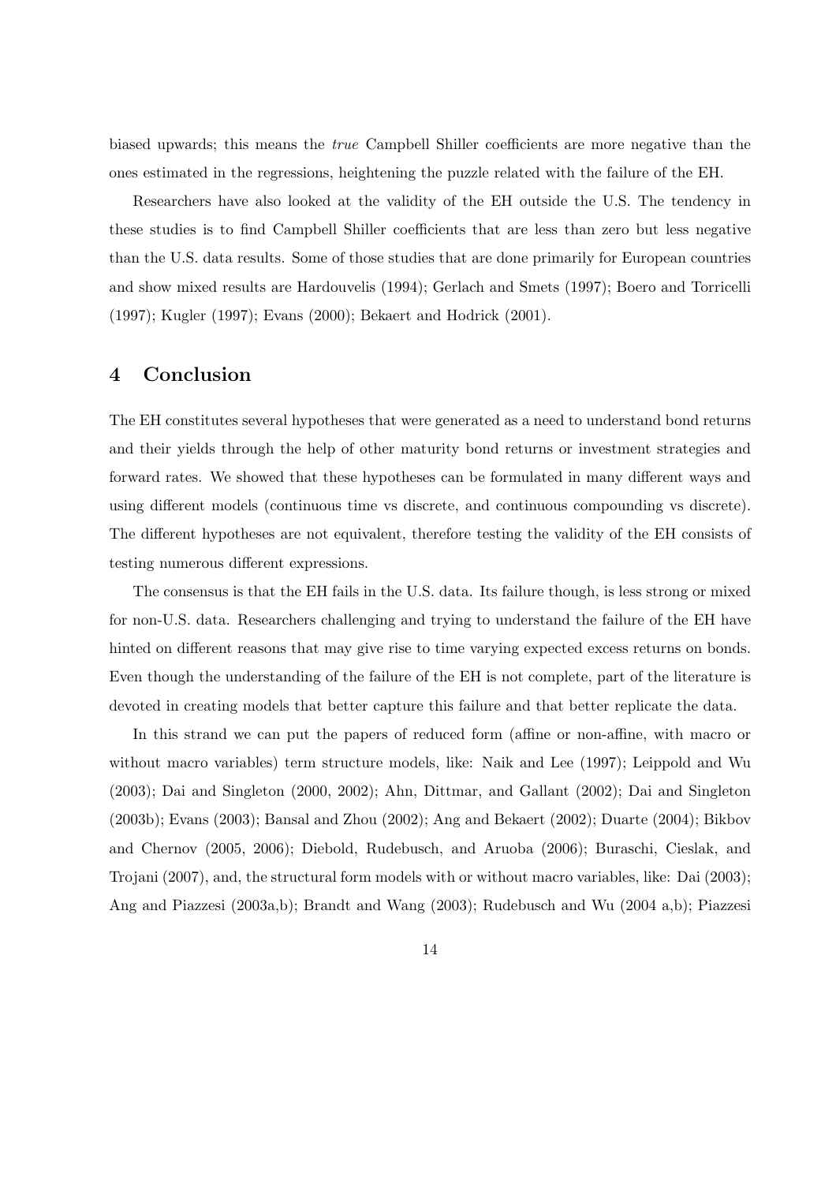biased upwards; this means the *true* Campbell Shiller coefficients are more negative than the ones estimated in the regressions, heightening the puzzle related with the failure of the EH.

Researchers have also looked at the validity of the EH outside the U.S. The tendency in these studies is to find Campbell Shiller coefficients that are less than zero but less negative than the U.S. data results. Some of those studies that are done primarily for European countries and show mixed results are Hardouvelis (1994); Gerlach and Smets (1997); Boero and Torricelli (1997); Kugler (1997); Evans (2000); Bekaert and Hodrick (2001).

## 4 Conclusion

The EH constitutes several hypotheses that were generated as a need to understand bond returns and their yields through the help of other maturity bond returns or investment strategies and forward rates. We showed that these hypotheses can be formulated in many different ways and using different models (continuous time vs discrete, and continuous compounding vs discrete). The different hypotheses are not equivalent, therefore testing the validity of the EH consists of testing numerous different expressions.

The consensus is that the EH fails in the U.S. data. Its failure though, is less strong or mixed for non-U.S. data. Researchers challenging and trying to understand the failure of the EH have hinted on different reasons that may give rise to time varying expected excess returns on bonds. Even though the understanding of the failure of the EH is not complete, part of the literature is devoted in creating models that better capture this failure and that better replicate the data.

In this strand we can put the papers of reduced form (affine or non-affine, with macro or without macro variables) term structure models, like: Naik and Lee (1997); Leippold and Wu (2003); Dai and Singleton (2000, 2002); Ahn, Dittmar, and Gallant (2002); Dai and Singleton (2003b); Evans (2003); Bansal and Zhou (2002); Ang and Bekaert (2002); Duarte (2004); Bikbov and Chernov (2005, 2006); Diebold, Rudebusch, and Aruoba (2006); Buraschi, Cieslak, and Trojani (2007), and, the structural form models with or without macro variables, like: Dai (2003); Ang and Piazzesi (2003a,b); Brandt and Wang (2003); Rudebusch and Wu (2004 a,b); Piazzesi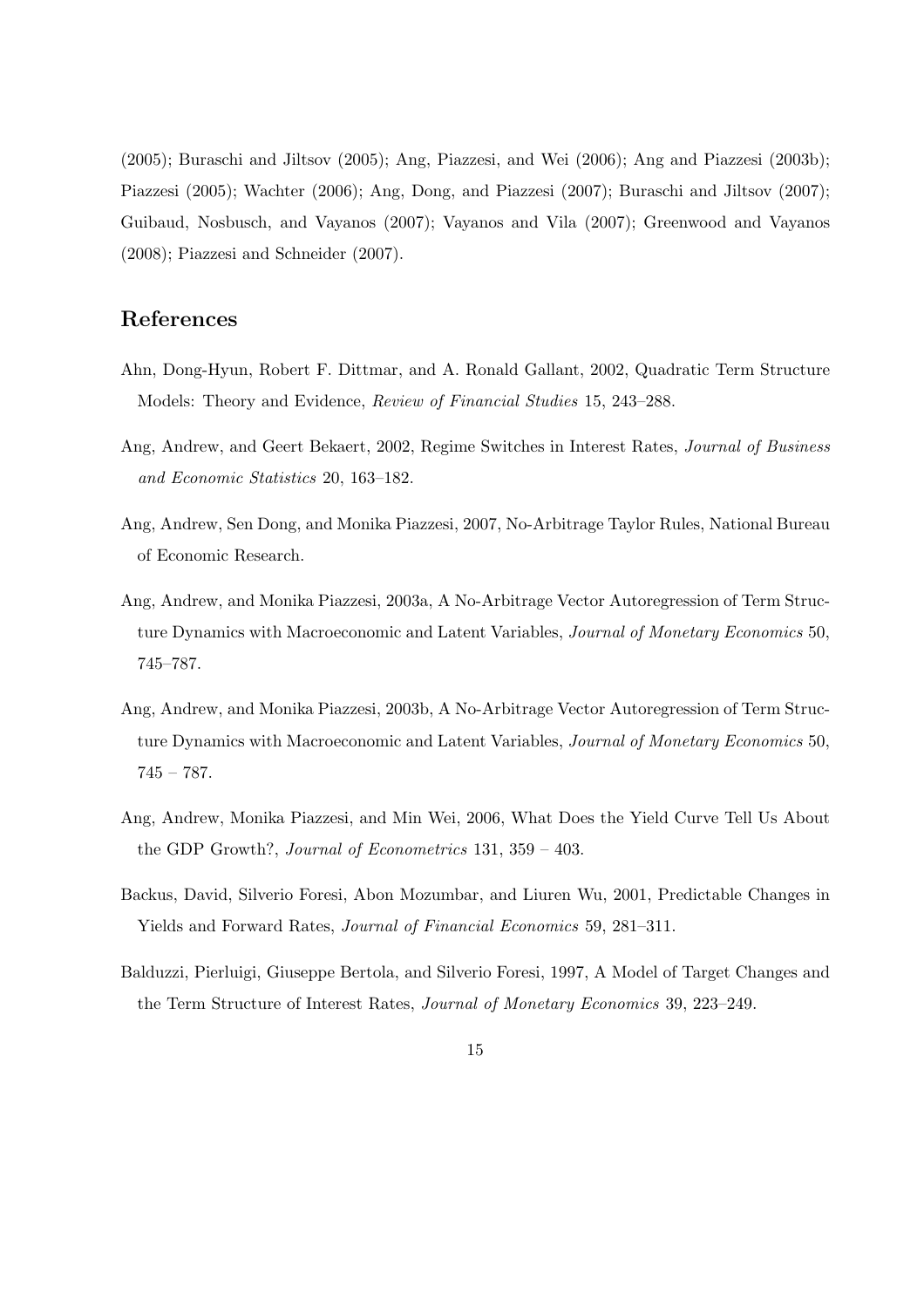(2005); Buraschi and Jiltsov (2005); Ang, Piazzesi, and Wei (2006); Ang and Piazzesi (2003b); Piazzesi (2005); Wachter (2006); Ang, Dong, and Piazzesi (2007); Buraschi and Jiltsov (2007); Guibaud, Nosbusch, and Vayanos (2007); Vayanos and Vila (2007); Greenwood and Vayanos (2008); Piazzesi and Schneider (2007).

## References

Ahn, Dong-Hyun, Robert F. Dittmar, and A. Ronald Gallant, 2002, Quadratic Term Structure Models: Theory and Evidence, *Review of Financial Studies* 15, 243–288.

Ang, Andrew, and Geert Bekaert, 2002, Regime Switches in Interest Rates, *Journal of Business and Economic Statistics* 20, 163–182.

Ang, Andrew, Sen Dong, and Monika Piazzesi, 2007, No-Arbitrage Taylor Rules, National Bureau of Economic Research.

Ang, Andrew, and Monika Piazzesi, 2003a, A No-Arbitrage Vector Autoregression of Term Structure Dynamics with Macroeconomic and Latent Variables, *Journal of Monetary Economics* 50, 745–787.

Ang, Andrew, and Monika Piazzesi, 2003b, A No-Arbitrage Vector Autoregression of Term Structure Dynamics with Macroeconomic and Latent Variables, *Journal of Monetary Economics* 50, 745 – 787.

Ang, Andrew, Monika Piazzesi, and Min Wei, 2006, What Does the Yield Curve Tell Us About the GDP Growth?, *Journal of Econometrics* 131, 359 – 403.

Backus, David, Silverio Foresi, Abon Mozumbar, and Liuren Wu, 2001, Predictable Changes in Yields and Forward Rates, *Journal of Financial Economics* 59, 281–311.

Balduzzi, Pierluigi, Giuseppe Bertola, and Silverio Foresi, 1997, A Model of Target Changes and the Term Structure of Interest Rates, *Journal of Monetary Economics* 39, 223–249.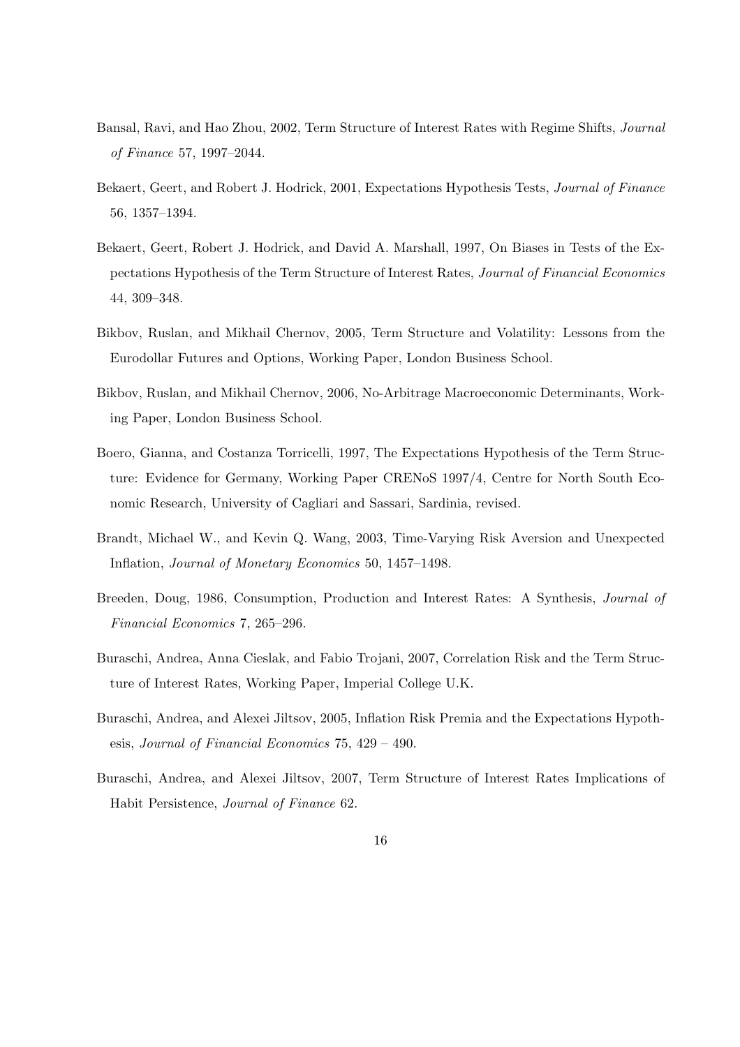Bansal, Ravi, and Hao Zhou, 2002, Term Structure of Interest Rates with Regime Shifts, *Journal of Finance* 57, 1997–2044.

Bekaert, Geert, and Robert J. Hodrick, 2001, Expectations Hypothesis Tests, *Journal of Finance* 56, 1357–1394.

Bekaert, Geert, Robert J. Hodrick, and David A. Marshall, 1997, On Biases in Tests of the Expectations Hypothesis of the Term Structure of Interest Rates, *Journal of Financial Economics* 44, 309–348.

Bikbov, Ruslan, and Mikhail Chernov, 2005, Term Structure and Volatility: Lessons from the Eurodollar Futures and Options, Working Paper, London Business School.

Bikbov, Ruslan, and Mikhail Chernov, 2006, No-Arbitrage Macroeconomic Determinants, Working Paper, London Business School.

Boero, Gianna, and Costanza Torricelli, 1997, The Expectations Hypothesis of the Term Structure: Evidence for Germany, Working Paper CRENoS 1997/4, Centre for North South Economic Research, University of Cagliari and Sassari, Sardinia, revised.

Brandt, Michael W., and Kevin Q. Wang, 2003, Time-Varying Risk Aversion and Unexpected Inflation, *Journal of Monetary Economics* 50, 1457–1498.

Breeden, Doug, 1986, Consumption, Production and Interest Rates: A Synthesis, *Journal of Financial Economics* 7, 265–296.

Buraschi, Andrea, Anna Cieslak, and Fabio Trojani, 2007, Correlation Risk and the Term Structure of Interest Rates, Working Paper, Imperial College U.K.

Buraschi, Andrea, and Alexei Jiltsov, 2005, Inflation Risk Premia and the Expectations Hypothesis, *Journal of Financial Economics* 75, 429 – 490.

Buraschi, Andrea, and Alexei Jiltsov, 2007, Term Structure of Interest Rates Implications of Habit Persistence, *Journal of Finance* 62.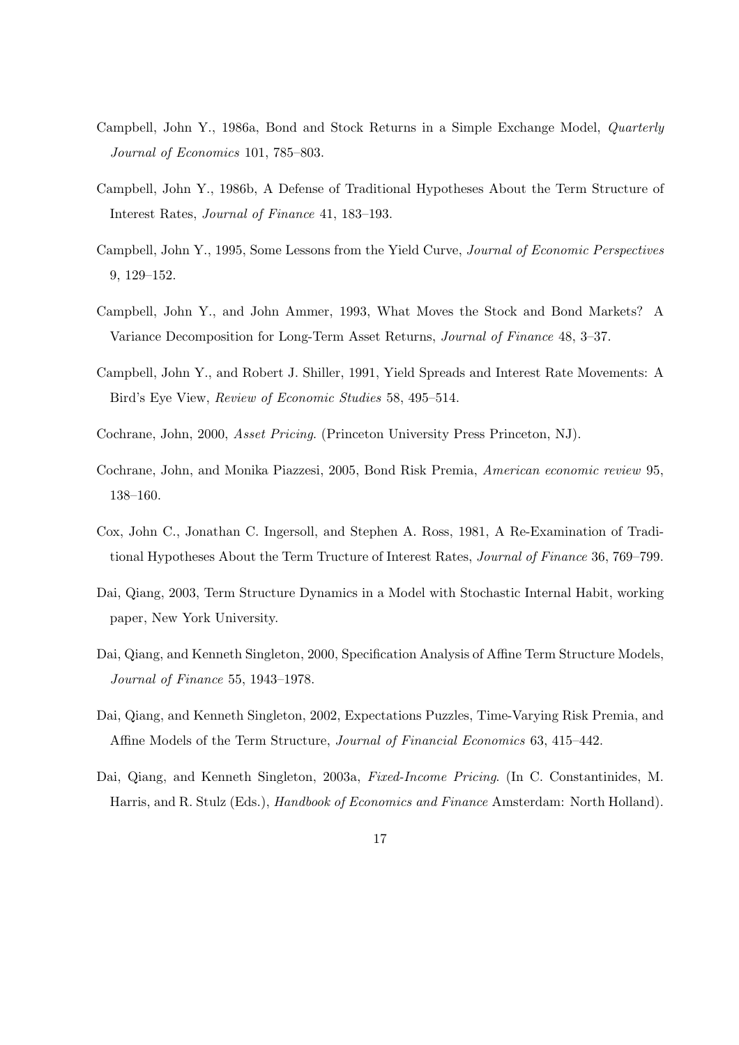Campbell, John Y., 1986a, Bond and Stock Returns in a Simple Exchange Model, *Quarterly Journal of Economics* 101, 785–803.

Campbell, John Y., 1986b, A Defense of Traditional Hypotheses About the Term Structure of Interest Rates, *Journal of Finance* 41, 183–193.

Campbell, John Y., 1995, Some Lessons from the Yield Curve, *Journal of Economic Perspectives* 9, 129–152.

Campbell, John Y., and John Ammer, 1993, What Moves the Stock and Bond Markets? A Variance Decomposition for Long-Term Asset Returns, *Journal of Finance* 48, 3–37.

Campbell, John Y., and Robert J. Shiller, 1991, Yield Spreads and Interest Rate Movements: A Bird's Eye View, *Review of Economic Studies* 58, 495–514.

Cochrane, John, 2000, *Asset Pricing*. (Princeton University Press Princeton, NJ).

Cochrane, John, and Monika Piazzesi, 2005, Bond Risk Premia, *American economic review* 95, 138–160.

Cox, John C., Jonathan C. Ingersoll, and Stephen A. Ross, 1981, A Re-Examination of Traditional Hypotheses About the Term Tructure of Interest Rates, *Journal of Finance* 36, 769–799.

Dai, Qiang, 2003, Term Structure Dynamics in a Model with Stochastic Internal Habit, working paper, New York University.

Dai, Qiang, and Kenneth Singleton, 2000, Specification Analysis of Affine Term Structure Models, *Journal of Finance* 55, 1943–1978.

Dai, Qiang, and Kenneth Singleton, 2002, Expectations Puzzles, Time-Varying Risk Premia, and Affine Models of the Term Structure, *Journal of Financial Economics* 63, 415–442.

Dai, Qiang, and Kenneth Singleton, 2003a, *Fixed-Income Pricing*. (In C. Constantinides, M. Harris, and R. Stulz (Eds.), *Handbook of Economics and Finance* Amsterdam: North Holland).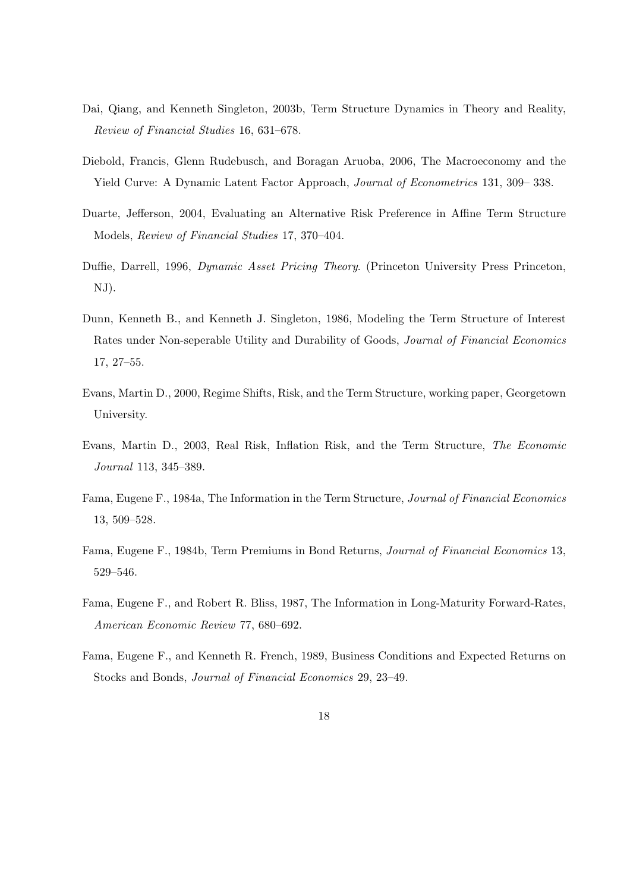Dai, Qiang, and Kenneth Singleton, 2003b, Term Structure Dynamics in Theory and Reality, *Review of Financial Studies* 16, 631–678.

Diebold, Francis, Glenn Rudebusch, and Boragan Aruoba, 2006, The Macroeconomy and the Yield Curve: A Dynamic Latent Factor Approach, *Journal of Econometrics* 131, 309– 338.

Duarte, Jefferson, 2004, Evaluating an Alternative Risk Preference in Affine Term Structure Models, *Review of Financial Studies* 17, 370–404.

Duffie, Darrell, 1996, *Dynamic Asset Pricing Theory.* (Princeton University Press Princeton, NJ).

Dunn, Kenneth B., and Kenneth J. Singleton, 1986, Modeling the Term Structure of Interest Rates under Non-seperable Utility and Durability of Goods, *Journal of Financial Economics* 17, 27–55.

Evans, Martin D., 2000, Regime Shifts, Risk, and the Term Structure, working paper, Georgetown University.

Evans, Martin D., 2003, Real Risk, Inflation Risk, and the Term Structure, *The Economic Journal* 113, 345–389.

Fama, Eugene F., 1984a, The Information in the Term Structure, *Journal of Financial Economics* 13, 509–528.

Fama, Eugene F., 1984b, Term Premiums in Bond Returns, *Journal of Financial Economics* 13, 529–546.

Fama, Eugene F., and Robert R. Bliss, 1987, The Information in Long-Maturity Forward-Rates, *American Economic Review* 77, 680–692.

Fama, Eugene F., and Kenneth R. French, 1989, Business Conditions and Expected Returns on Stocks and Bonds, *Journal of Financial Economics* 29, 23–49.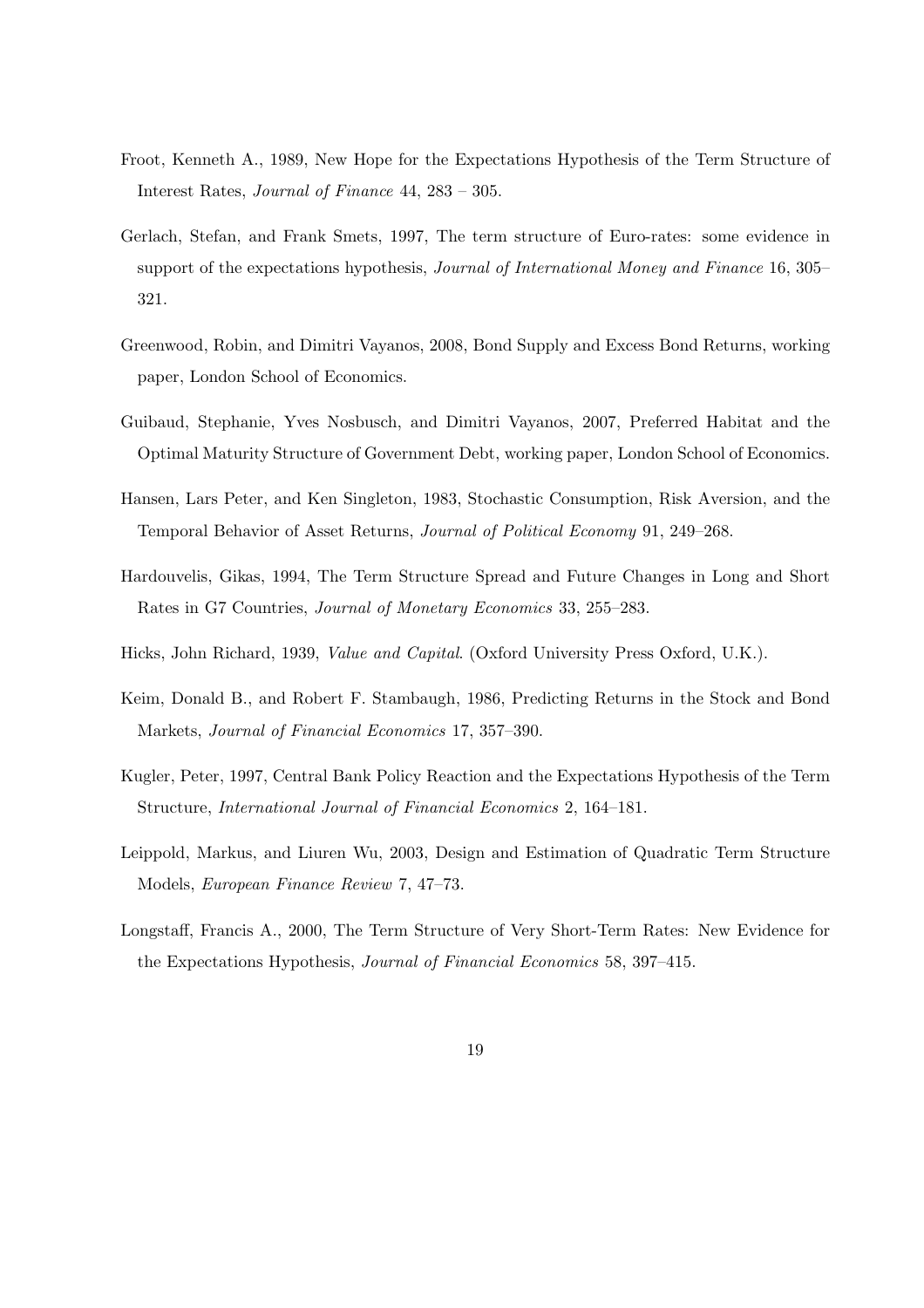Froot, Kenneth A., 1989, New Hope for the Expectations Hypothesis of the Term Structure of Interest Rates, *Journal of Finance* 44, 283 – 305.

Gerlach, Stefan, and Frank Smets, 1997, The term structure of Euro-rates: some evidence in support of the expectations hypothesis, *Journal of International Money and Finance* 16, 305–321.

Greenwood, Robin, and Dimitri Vayanos, 2008, Bond Supply and Excess Bond Returns, working paper, London School of Economics.

Guibaud, Stephanie, Yves Nosbusch, and Dimitri Vayanos, 2007, Preferred Habitat and the Optimal Maturity Structure of Government Debt, working paper, London School of Economics.

Hansen, Lars Peter, and Ken Singleton, 1983, Stochastic Consumption, Risk Aversion, and the Temporal Behavior of Asset Returns, *Journal of Political Economy* 91, 249–268.

Hardouvelis, Gikas, 1994, The Term Structure Spread and Future Changes in Long and Short Rates in G7 Countries, *Journal of Monetary Economics* 33, 255–283.

Hicks, John Richard, 1939, *Value and Capital*. (Oxford University Press Oxford, U.K.).

Keim, Donald B., and Robert F. Stambaugh, 1986, Predicting Returns in the Stock and Bond Markets, *Journal of Financial Economics* 17, 357–390.

Kugler, Peter, 1997, Central Bank Policy Reaction and the Expectations Hypothesis of the Term Structure, *International Journal of Financial Economics* 2, 164–181.

Leippold, Markus, and Liuren Wu, 2003, Design and Estimation of Quadratic Term Structure Models, *European Finance Review* 7, 47–73.

Longstaff, Francis A., 2000, The Term Structure of Very Short-Term Rates: New Evidence for the Expectations Hypothesis, *Journal of Financial Economics* 58, 397–415.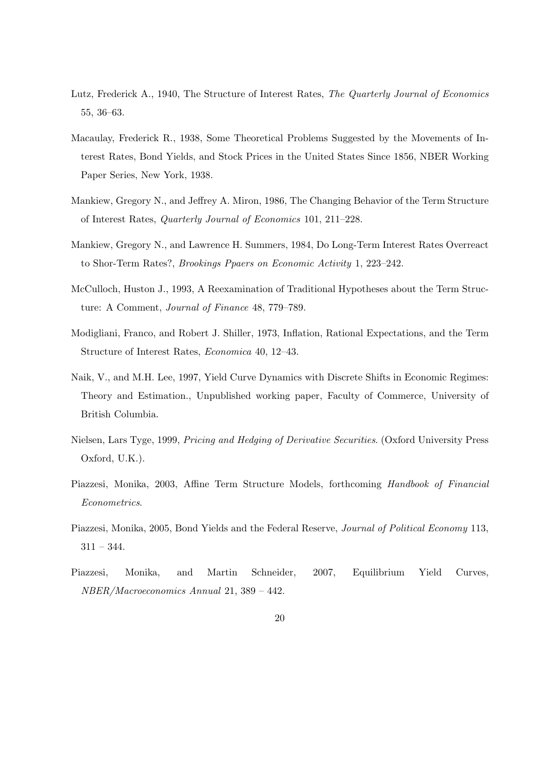Lutz, Frederick A., 1940, The Structure of Interest Rates, *The Quarterly Journal of Economics* 55, 36–63.

Macaulay, Frederick R., 1938, Some Theoretical Problems Suggested by the Movements of Interest Rates, Bond Yields, and Stock Prices in the United States Since 1856, NBER Working Paper Series, New York, 1938.

Mankiew, Gregory N., and Jeffrey A. Miron, 1986, The Changing Behavior of the Term Structure of Interest Rates, *Quarterly Journal of Economics* 101, 211–228.

Mankiew, Gregory N., and Lawrence H. Summers, 1984, Do Long-Term Interest Rates Overreact to Shor-Term Rates?, *Brookings Ppaers on Economic Activity* 1, 223–242.

McCulloch, Huston J., 1993, A Reexamination of Traditional Hypotheses about the Term Structure: A Comment, *Journal of Finance* 48, 779–789.

Modigliani, Franco, and Robert J. Shiller, 1973, Inflation, Rational Expectations, and the Term Structure of Interest Rates, *Economica* 40, 12–43.

Naik, V., and M.H. Lee, 1997, Yield Curve Dynamics with Discrete Shifts in Economic Regimes: Theory and Estimation., Unpublished working paper, Faculty of Commerce, University of British Columbia.

Nielsen, Lars Tyge, 1999, *Pricing and Hedging of Derivative Securities*. (Oxford University Press Oxford, U.K.).

Piazzesi, Monika, 2003, Affine Term Structure Models, forthcoming *Handbook of Financial Econometrics*.

Piazzesi, Monika, 2005, Bond Yields and the Federal Reserve, *Journal of Political Economy* 113, 311 – 344.

Piazzesi, Monika, and Martin Schneider, 2007, Equilibrium Yield Curves, *NBER/Macroeconomics Annual* 21, 389 – 442.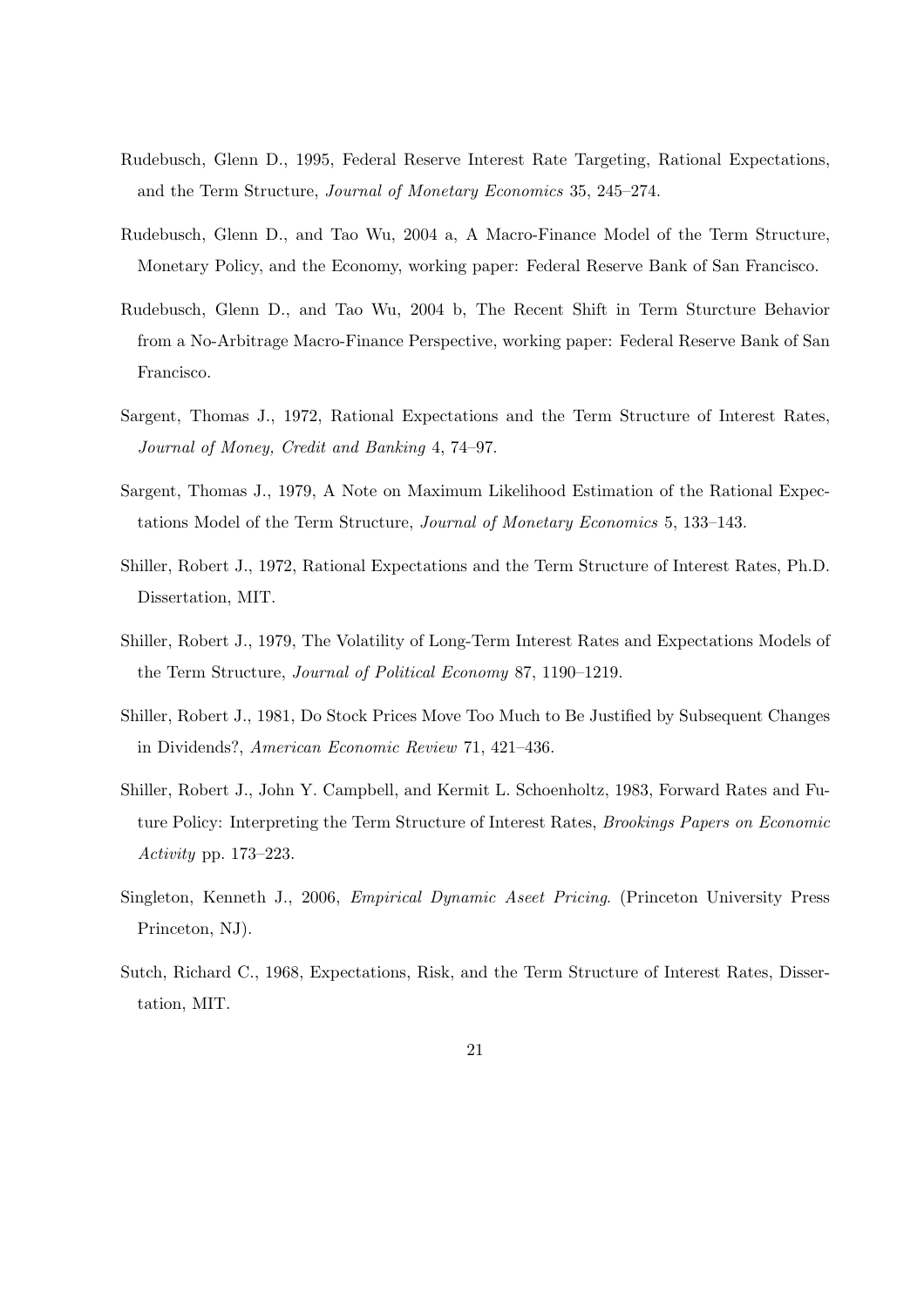Rudebusch, Glenn D., 1995, Federal Reserve Interest Rate Targeting, Rational Expectations, and the Term Structure, *Journal of Monetary Economics* 35, 245–274.

Rudebusch, Glenn D., and Tao Wu, 2004 a, A Macro-Finance Model of the Term Structure, Monetary Policy, and the Economy, working paper: Federal Reserve Bank of San Francisco.

Rudebusch, Glenn D., and Tao Wu, 2004 b, The Recent Shift in Term Sturcture Behavior from a No-Arbitrage Macro-Finance Perspective, working paper: Federal Reserve Bank of San Francisco.

Sargent, Thomas J., 1972, Rational Expectations and the Term Structure of Interest Rates, *Journal of Money, Credit and Banking* 4, 74–97.

Sargent, Thomas J., 1979, A Note on Maximum Likelihood Estimation of the Rational Expectations Model of the Term Structure, *Journal of Monetary Economics* 5, 133–143.

Shiller, Robert J., 1972, Rational Expectations and the Term Structure of Interest Rates, Ph.D. Dissertation, MIT.

Shiller, Robert J., 1979, The Volatility of Long-Term Interest Rates and Expectations Models of the Term Structure, *Journal of Political Economy* 87, 1190–1219.

Shiller, Robert J., 1981, Do Stock Prices Move Too Much to Be Justified by Subsequent Changes in Dividends?, *American Economic Review* 71, 421–436.

Shiller, Robert J., John Y. Campbell, and Kermit L. Schoenholtz, 1983, Forward Rates and Future Policy: Interpreting the Term Structure of Interest Rates, *Brookings Papers on Economic Activity* pp. 173–223.

Singleton, Kenneth J., 2006, *Empirical Dynamic Aseet Pricing*. (Princeton University Press Princeton, NJ).

Sutch, Richard C., 1968, Expectations, Risk, and the Term Structure of Interest Rates, Dissertation, MIT.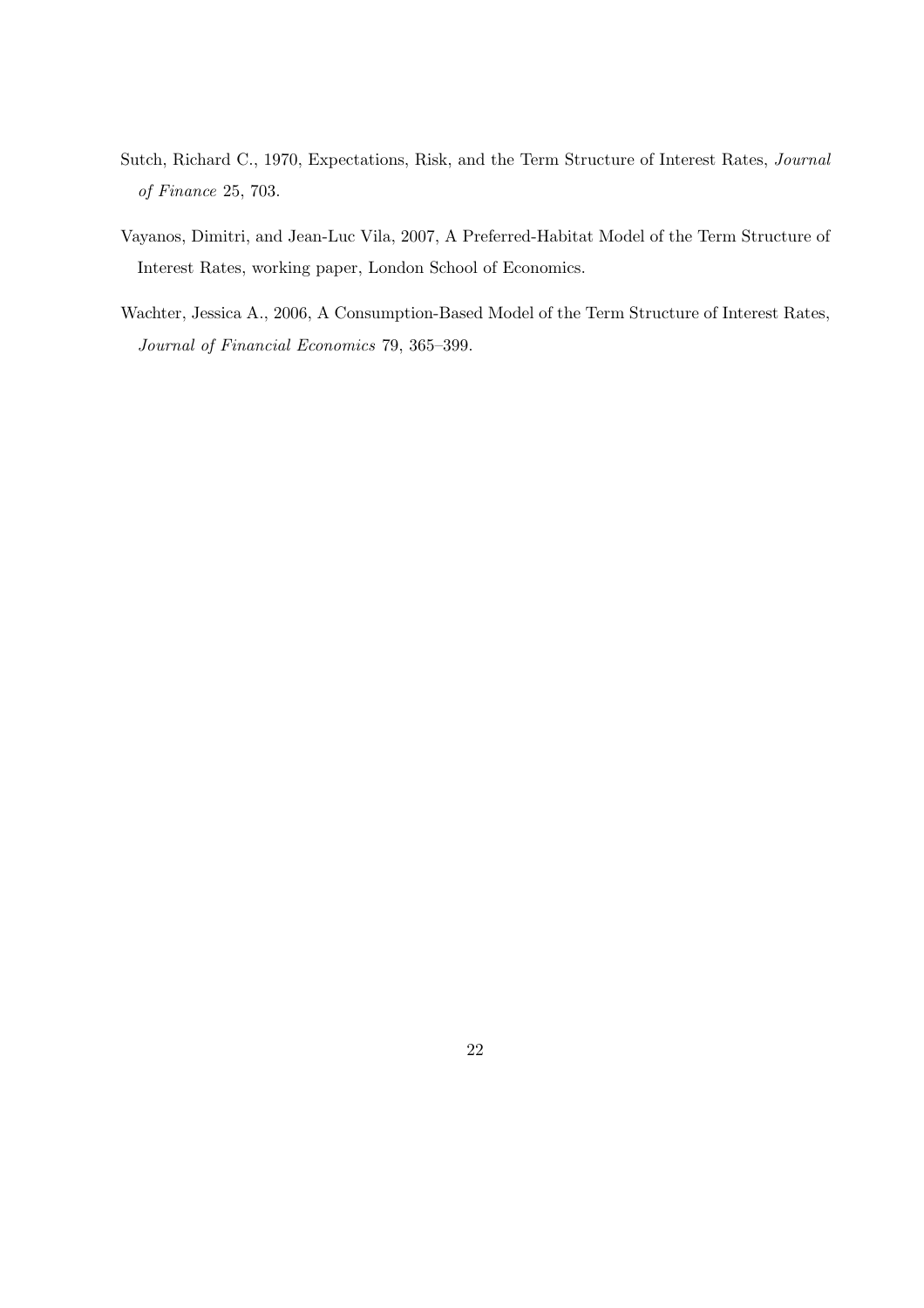Sutch, Richard C., 1970, Expectations, Risk, and the Term Structure of Interest Rates, *Journal of Finance* 25, 703.

Vayanos, Dimitri, and Jean-Luc Vila, 2007, A Preferred-Habitat Model of the Term Structure of Interest Rates, working paper, London School of Economics.

Wachter, Jessica A., 2006, A Consumption-Based Model of the Term Structure of Interest Rates, *Journal of Financial Economics* 79, 365–399.